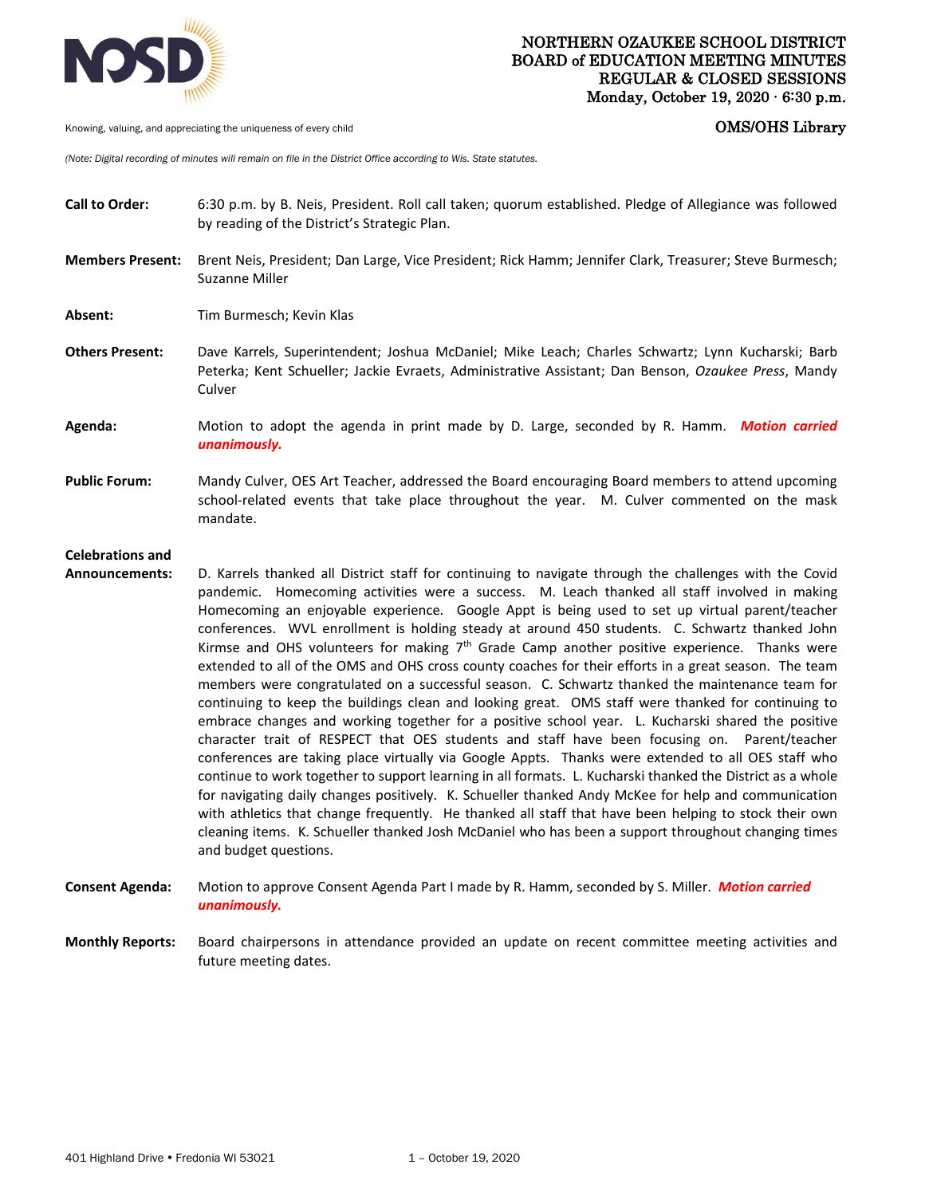# NORTHERN OZAUKEE SCHOOL DISTRICT
## BOARD of EDUCATION MEETING MINUTES
## REGULAR & CLOSED SESSIONS
**Monday, October 19, 2020 · 6:30 p.m.**

**OMS/OHS Library**

Knowing, valuing, and appreciating the uniqueness of every child

*(Note: Digital recording of minutes will remain on file in the District Office according to Wis. State statutes.*

**Call to Order:** 6:30 p.m. by B. Neis, President. Roll call taken; quorum established. Pledge of Allegiance was followed by reading of the District's Strategic Plan.

**Members Present:** Brent Neis, President; Dan Large, Vice President; Rick Hamm; Jennifer Clark, Treasurer; Steve Burmesch; Suzanne Miller

**Absent:** Tim Burmesch; Kevin Klas

**Others Present:** Dave Karrels, Superintendent; Joshua McDaniel; Mike Leach; Charles Schwartz; Lynn Kucharski; Barb Peterka; Kent Schueller; Jackie Evraets, Administrative Assistant; Dan Benson, *Ozaukee Press*, Mandy Culver

**Agenda:** Motion to adopt the agenda in print made by D. Large, seconded by R. Hamm. ***Motion carried unanimously.***

**Public Forum:** Mandy Culver, OES Art Teacher, addressed the Board encouraging Board members to attend upcoming school-related events that take place throughout the year. M. Culver commented on the mask mandate.

**Celebrations and Announcements:** D. Karrels thanked all District staff for continuing to navigate through the challenges with the Covid pandemic. Homecoming activities were a success. M. Leach thanked all staff involved in making Homecoming an enjoyable experience. Google Appt is being used to set up virtual parent/teacher conferences. WVL enrollment is holding steady at around 450 students. C. Schwartz thanked John Kirmse and OHS volunteers for making 7th Grade Camp another positive experience. Thanks were extended to all of the OMS and OHS cross county coaches for their efforts in a great season. The team members were congratulated on a successful season. C. Schwartz thanked the maintenance team for continuing to keep the buildings clean and looking great. OMS staff were thanked for continuing to embrace changes and working together for a positive school year. L. Kucharski shared the positive character trait of RESPECT that OES students and staff have been focusing on. Parent/teacher conferences are taking place virtually via Google Appts. Thanks were extended to all OES staff who continue to work together to support learning in all formats. L. Kucharski thanked the District as a whole for navigating daily changes positively. K. Schueller thanked Andy McKee for help and communication with athletics that change frequently. He thanked all staff that have been helping to stock their own cleaning items. K. Schueller thanked Josh McDaniel who has been a support throughout changing times and budget questions.

**Consent Agenda:** Motion to approve Consent Agenda Part I made by R. Hamm, seconded by S. Miller. ***Motion carried unanimously.***

**Monthly Reports:** Board chairpersons in attendance provided an update on recent committee meeting activities and future meeting dates.

401 Highland Drive • Fredonia WI 53021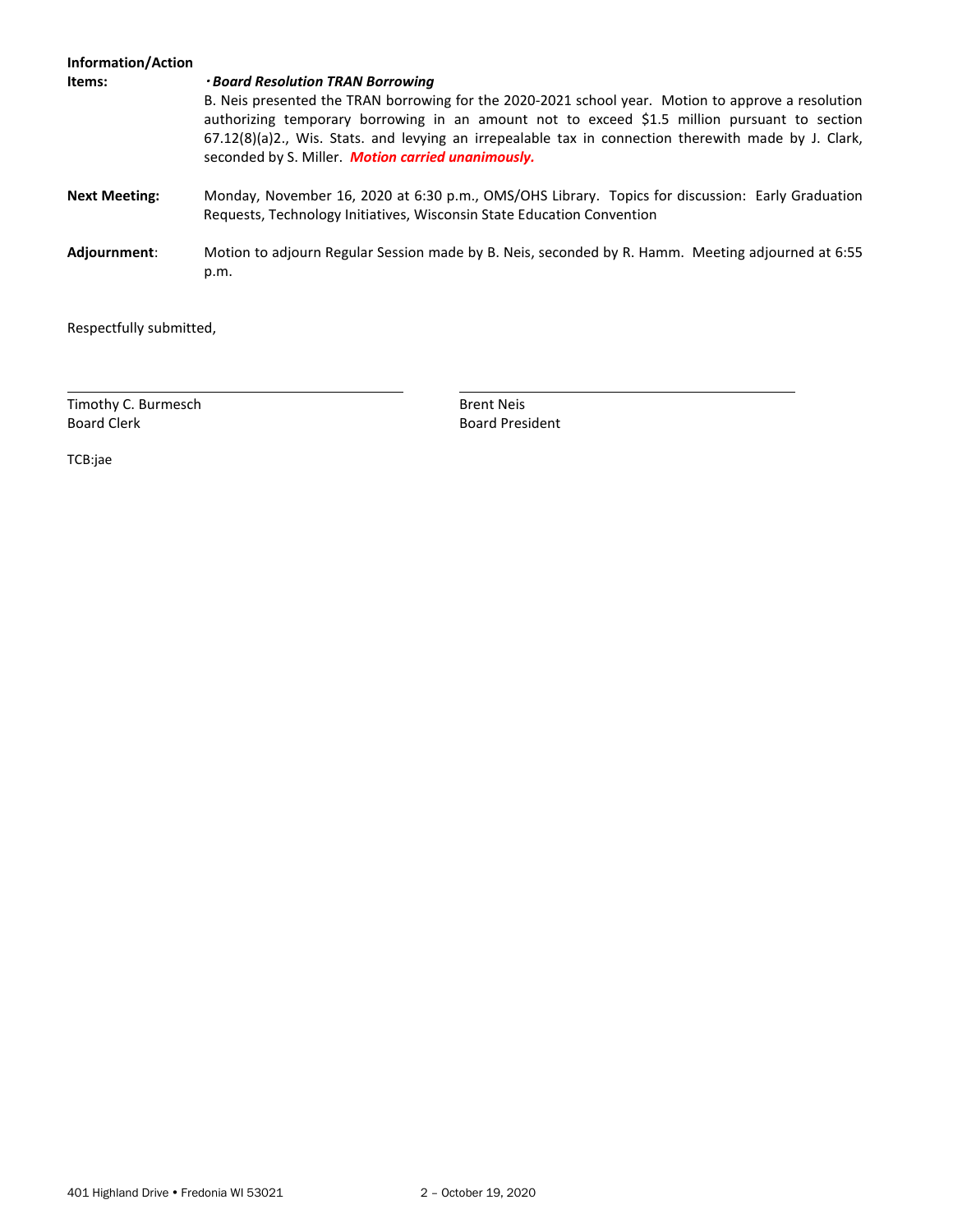**Information/Action Items:**

***· Board Resolution TRAN Borrowing***

B. Neis presented the TRAN borrowing for the 2020-2021 school year. Motion to approve a resolution authorizing temporary borrowing in an amount not to exceed $1.5 million pursuant to section 67.12(8)(a)2., Wis. Stats. and levying an irrepealable tax in connection therewith made by J. Clark, seconded by S. Miller. ***Motion carried unanimously.***

**Next Meeting:** Monday, November 16, 2020 at 6:30 p.m., OMS/OHS Library. Topics for discussion: Early Graduation Requests, Technology Initiatives, Wisconsin State Education Convention

**Adjournment**: Motion to adjourn Regular Session made by B. Neis, seconded by R. Hamm. Meeting adjourned at 6:55 p.m.

Respectfully submitted,

| | |
|---|---|
| Timothy C. Burmesch | Brent Neis |
| Board Clerk | Board President |

TCB:jae

401 Highland Drive • Fredonia WI 53021